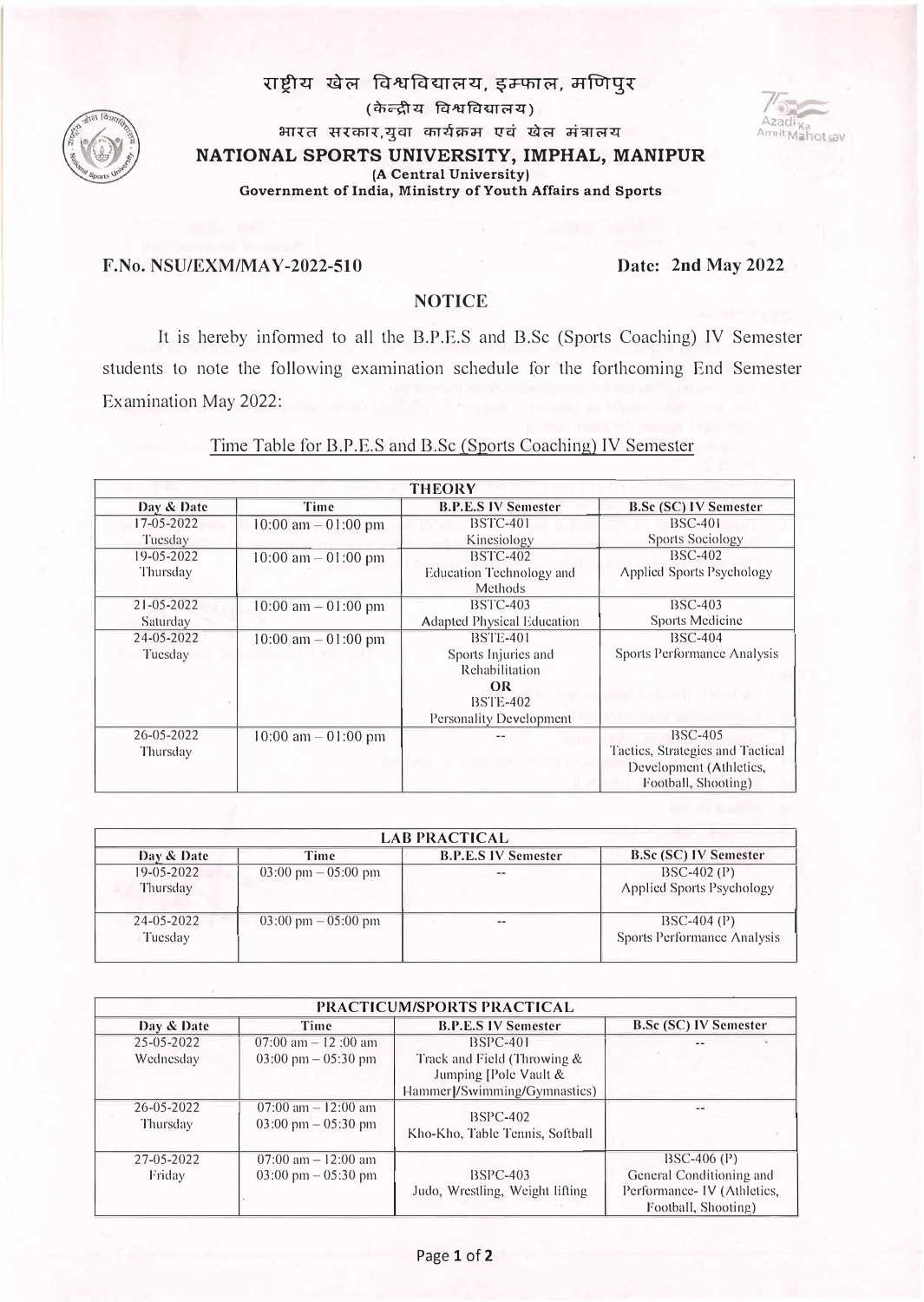# राष्ट्रीय खेल विश्वविद्यालय, इम्फाल, मणिपुर
(केन्द्रीय विश्वविद्यालय)
भारत सरकार,युवा कार्यक्रम एवं खेल मंत्रालय

# NATIONAL SPORTS UNIVERSITY, IMPHAL, MANIPUR
**(A Central University)**
**Government of India, Ministry of Youth Affairs and Sports**

**F.No. NSU/EXM/MAY-2022-510** **Date: 2nd May 2022**

## NOTICE

It is hereby informed to all the B.P.E.S and B.Sc (Sports Coaching) IV Semester students to note the following examination schedule for the forthcoming End Semester Examination May 2022:

Time Table for B.P.E.S and B.Sc (Sports Coaching) IV Semester

| THEORY | | | |
|---|---|---|---|
| **Day & Date** | **Time** | **B.P.E.S IV Semester** | **B.Sc (SC) IV Semester** |
| 17-05-2022 Tuesday | 10:00 am – 01:00 pm | BSTC-401 Kinesiology | BSC-401 Sports Sociology |
| 19-05-2022 Thursday | 10:00 am – 01:00 pm | BSTC-402 Education Technology and Methods | BSC-402 Applied Sports Psychology |
| 21-05-2022 Saturday | 10:00 am – 01:00 pm | BSTC-403 Adapted Physical Education | BSC-403 Sports Medicine |
| 24-05-2022 Tuesday | 10:00 am – 01:00 pm | BSTE-401 Sports Injuries and Rehabilitation OR BSTE-402 Personality Development | BSC-404 Sports Performance Analysis |
| 26-05-2022 Thursday | 10:00 am – 01:00 pm | -- | BSC-405 Tactics, Strategies and Tactical Development (Athletics, Football, Shooting) |

| LAB PRACTICAL | | | |
|---|---|---|---|
| **Day & Date** | **Time** | **B.P.E.S IV Semester** | **B.Sc (SC) IV Semester** |
| 19-05-2022 Thursday | 03:00 pm – 05:00 pm | -- | BSC-402 (P) Applied Sports Psychology |
| 24-05-2022 Tuesday | 03:00 pm – 05:00 pm | -- | BSC-404 (P) Sports Performance Analysis |

| PRACTICUM/SPORTS PRACTICAL | | | |
|---|---|---|---|
| **Day & Date** | **Time** | **B.P.E.S IV Semester** | **B.Sc (SC) IV Semester** |
| 25-05-2022 Wednesday | 07:00 am – 12 :00 am<br>03:00 pm – 05:30 pm | BSPC-401 Track and Field (Throwing & Jumping [Pole Vault & Hammer]/Swimming/Gymnastics) | -- |
| 26-05-2022 Thursday | 07:00 am – 12:00 am<br>03:00 pm – 05:30 pm | BSPC-402 Kho-Kho, Table Tennis, Softball | -- |
| 27-05-2022 Friday | 07:00 am – 12:00 am<br>03:00 pm – 05:30 pm | BSPC-403 Judo, Wrestling, Weight lifting | BSC-406 (P) General Conditioning and Performance- IV (Athletics, Football, Shooting) |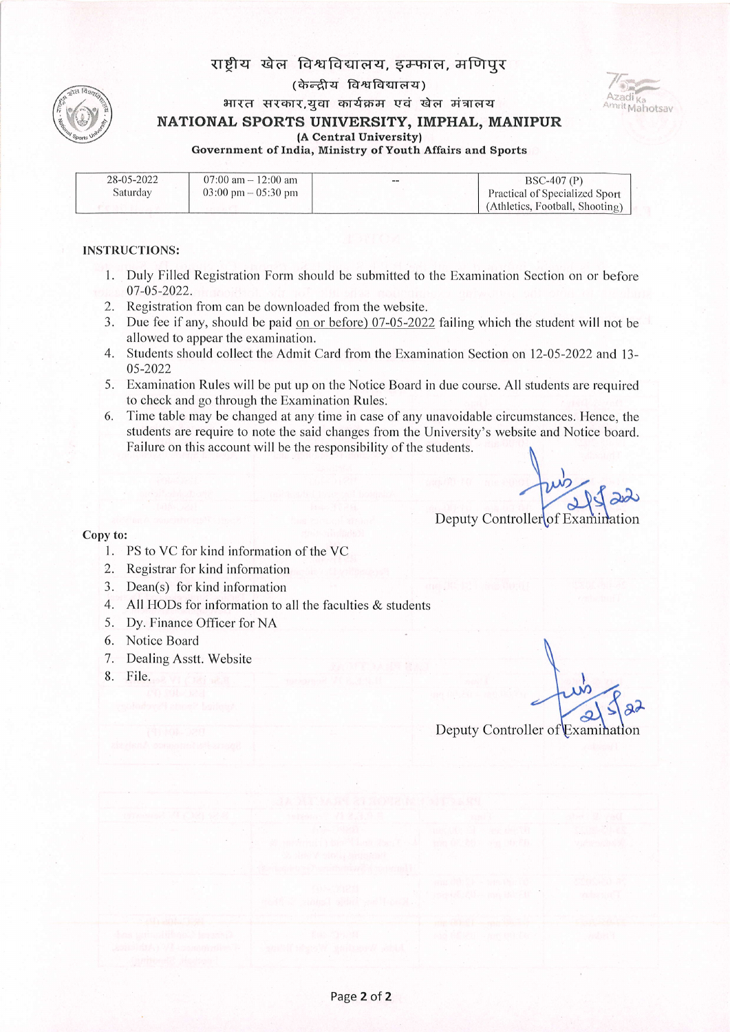राष्ट्रीय खेल विश्वविद्यालय, इम्फाल, मणिपुर

(केन्द्रीय विश्वविद्यालय)

भारत सरकार,युवा कार्यक्रम एवं खेल मंत्रालय

# NATIONAL SPORTS UNIVERSITY, IMPHAL, MANIPUR

**(A Central University)**

**Government of India, Ministry of Youth Affairs and Sports**

| | | | |
|---|---|---|---|
| 28-05-2022 Saturday | 07:00 am – 12:00 am 03:00 pm – 05:30 pm | -- | BSC-407 (P) Practical of Specialized Sport (Athletics, Football, Shooting) |

**INSTRUCTIONS:**

1. Duly Filled Registration Form should be submitted to the Examination Section on or before 07-05-2022.
2. Registration from can be downloaded from the website.
3. Due fee if any, should be paid on or before) 07-05-2022 failing which the student will not be allowed to appear the examination.
4. Students should collect the Admit Card from the Examination Section on 12-05-2022 and 13-05-2022
5. Examination Rules will be put up on the Notice Board in due course. All students are required to check and go through the Examination Rules.
6. Time table may be changed at any time in case of any unavoidable circumstances. Hence, the students are require to note the said changes from the University's website and Notice board. Failure on this account will be the responsibility of the students.

2/5/2022

Deputy Controller of Examination

**Copy to:**

1. PS to VC for kind information of the VC
2. Registrar for kind information
3. Dean(s) for kind information
4. All HODs for information to all the faculties & students
5. Dy. Finance Officer for NA
6. Notice Board
7. Dealing Asstt. Website
8. File.

2/5/22

Deputy Controller of Examination